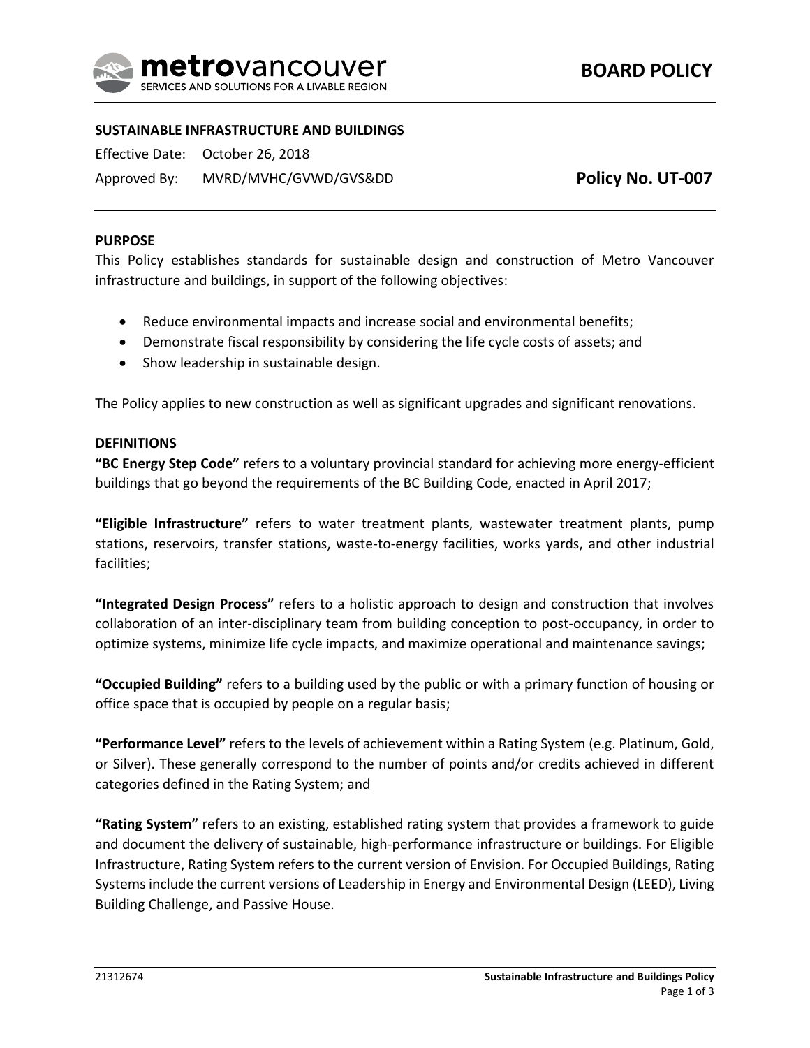**BOARD POLICY**

**SUSTAINABLE INFRASTRUCTURE AND BUILDINGS**

Effective Date: October 26, 2018

Approved By: MVRD/MVHC/GVWD/GVS&DD

**Policy No. UT-007**

## PURPOSE

This Policy establishes standards for sustainable design and construction of Metro Vancouver infrastructure and buildings, in support of the following objectives:

- Reduce environmental impacts and increase social and environmental benefits;
- Demonstrate fiscal responsibility by considering the life cycle costs of assets; and
- Show leadership in sustainable design.

The Policy applies to new construction as well as significant upgrades and significant renovations.

## DEFINITIONS

**"BC Energy Step Code"** refers to a voluntary provincial standard for achieving more energy-efficient buildings that go beyond the requirements of the BC Building Code, enacted in April 2017;

**"Eligible Infrastructure"** refers to water treatment plants, wastewater treatment plants, pump stations, reservoirs, transfer stations, waste-to-energy facilities, works yards, and other industrial facilities;

**"Integrated Design Process"** refers to a holistic approach to design and construction that involves collaboration of an inter-disciplinary team from building conception to post-occupancy, in order to optimize systems, minimize life cycle impacts, and maximize operational and maintenance savings;

**"Occupied Building"** refers to a building used by the public or with a primary function of housing or office space that is occupied by people on a regular basis;

**"Performance Level"** refers to the levels of achievement within a Rating System (e.g. Platinum, Gold, or Silver). These generally correspond to the number of points and/or credits achieved in different categories defined in the Rating System; and

**"Rating System"** refers to an existing, established rating system that provides a framework to guide and document the delivery of sustainable, high-performance infrastructure or buildings. For Eligible Infrastructure, Rating System refers to the current version of Envision. For Occupied Buildings, Rating Systems include the current versions of Leadership in Energy and Environmental Design (LEED), Living Building Challenge, and Passive House.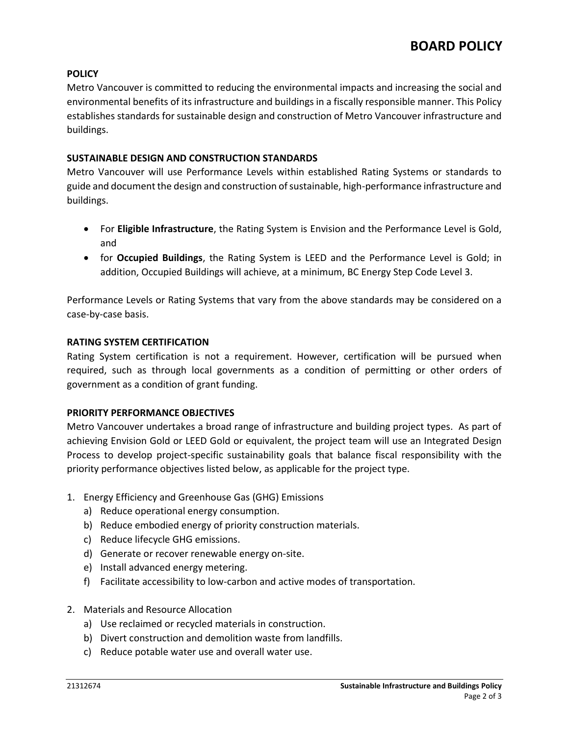## POLICY

Metro Vancouver is committed to reducing the environmental impacts and increasing the social and environmental benefits of its infrastructure and buildings in a fiscally responsible manner. This Policy establishes standards for sustainable design and construction of Metro Vancouver infrastructure and buildings.

## SUSTAINABLE DESIGN AND CONSTRUCTION STANDARDS

Metro Vancouver will use Performance Levels within established Rating Systems or standards to guide and document the design and construction of sustainable, high-performance infrastructure and buildings.

- For **Eligible Infrastructure**, the Rating System is Envision and the Performance Level is Gold, and
- for **Occupied Buildings**, the Rating System is LEED and the Performance Level is Gold; in addition, Occupied Buildings will achieve, at a minimum, BC Energy Step Code Level 3.

Performance Levels or Rating Systems that vary from the above standards may be considered on a case-by-case basis.

## RATING SYSTEM CERTIFICATION

Rating System certification is not a requirement. However, certification will be pursued when required, such as through local governments as a condition of permitting or other orders of government as a condition of grant funding.

## PRIORITY PERFORMANCE OBJECTIVES

Metro Vancouver undertakes a broad range of infrastructure and building project types. As part of achieving Envision Gold or LEED Gold or equivalent, the project team will use an Integrated Design Process to develop project-specific sustainability goals that balance fiscal responsibility with the priority performance objectives listed below, as applicable for the project type.

1. Energy Efficiency and Greenhouse Gas (GHG) Emissions
   a) Reduce operational energy consumption.
   b) Reduce embodied energy of priority construction materials.
   c) Reduce lifecycle GHG emissions.
   d) Generate or recover renewable energy on-site.
   e) Install advanced energy metering.
   f) Facilitate accessibility to low-carbon and active modes of transportation.

2. Materials and Resource Allocation
   a) Use reclaimed or recycled materials in construction.
   b) Divert construction and demolition waste from landfills.
   c) Reduce potable water use and overall water use.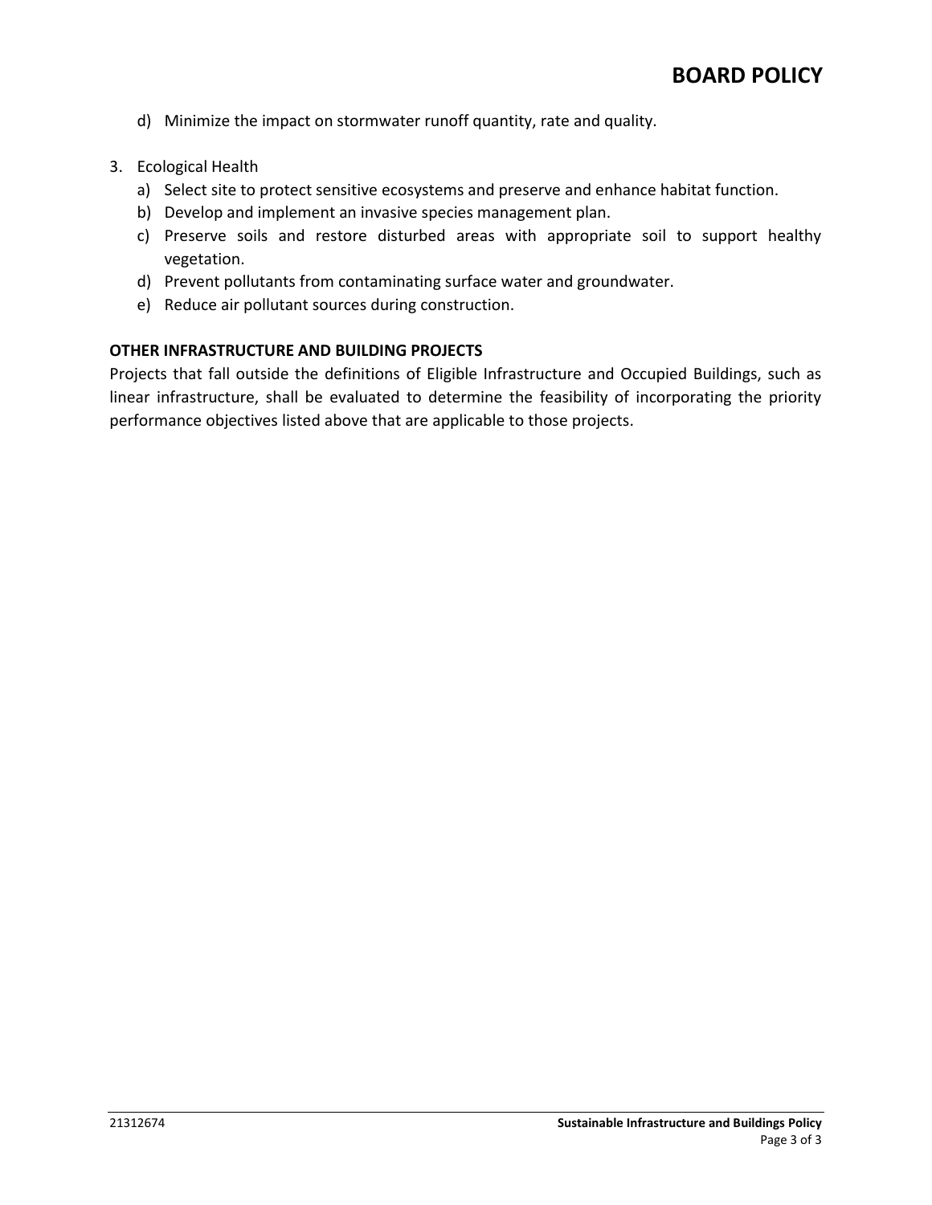d) Minimize the impact on stormwater runoff quantity, rate and quality.

3. Ecological Health
   a) Select site to protect sensitive ecosystems and preserve and enhance habitat function.
   b) Develop and implement an invasive species management plan.
   c) Preserve soils and restore disturbed areas with appropriate soil to support healthy vegetation.
   d) Prevent pollutants from contaminating surface water and groundwater.
   e) Reduce air pollutant sources during construction.

**OTHER INFRASTRUCTURE AND BUILDING PROJECTS**

Projects that fall outside the definitions of Eligible Infrastructure and Occupied Buildings, such as linear infrastructure, shall be evaluated to determine the feasibility of incorporating the priority performance objectives listed above that are applicable to those projects.